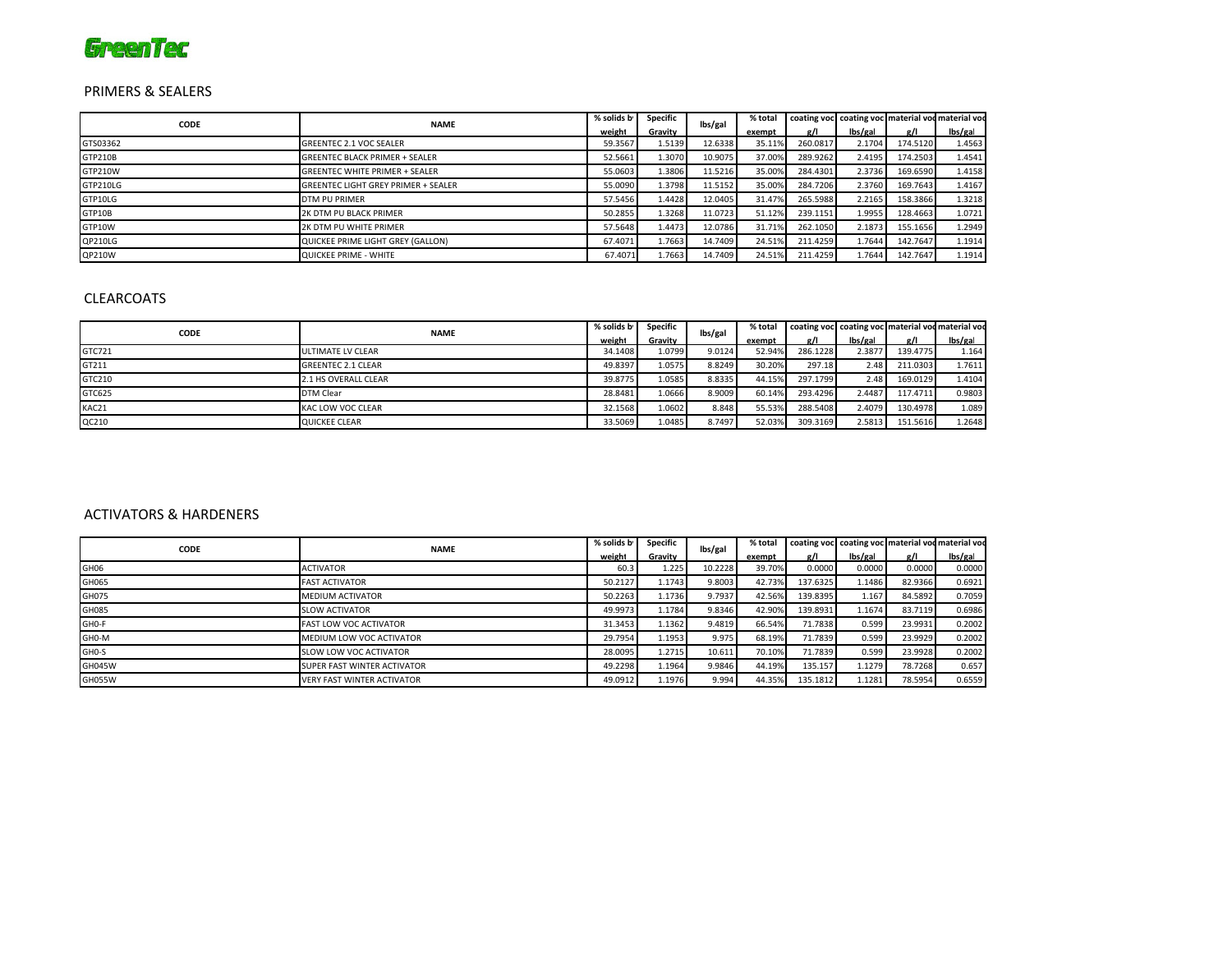GreenTec

## PRIMERS & SEALERS

| CODE | NAME | % solids by weight | Specific Gravity | lbs/gal | % total exempt | coating voc g/l | coating voc lbs/gal | material voc g/l | material voc lbs/gal |
|---|---|---|---|---|---|---|---|---|---|
| GTS03362 | GREENTEC 2.1 VOC SEALER | 59.3567 | 1.5139 | 12.6338 | 35.11% | 260.0817 | 2.1704 | 174.5120 | 1.4563 |
| GTP210B | GREENTEC BLACK PRIMER + SEALER | 52.5661 | 1.3070 | 10.9075 | 37.00% | 289.9262 | 2.4195 | 174.2503 | 1.4541 |
| GTP210W | GREENTEC WHITE PRIMER + SEALER | 55.0603 | 1.3806 | 11.5216 | 35.00% | 284.4301 | 2.3736 | 169.6590 | 1.4158 |
| GTP210LG | GREENTEC LIGHT GREY PRIMER + SEALER | 55.0090 | 1.3798 | 11.5152 | 35.00% | 284.7206 | 2.3760 | 169.7643 | 1.4167 |
| GTP10LG | DTM PU PRIMER | 57.5456 | 1.4428 | 12.0405 | 31.47% | 265.5988 | 2.2165 | 158.3866 | 1.3218 |
| GTP10B | 2K DTM PU BLACK PRIMER | 50.2855 | 1.3268 | 11.0723 | 51.12% | 239.1151 | 1.9955 | 128.4663 | 1.0721 |
| GTP10W | 2K DTM PU WHITE PRIMER | 57.5648 | 1.4473 | 12.0786 | 31.71% | 262.1050 | 2.1873 | 155.1656 | 1.2949 |
| QP210LG | QUICKEE PRIME LIGHT GREY (GALLON) | 67.4071 | 1.7663 | 14.7409 | 24.51% | 211.4259 | 1.7644 | 142.7647 | 1.1914 |
| QP210W | QUICKEE PRIME - WHITE | 67.4071 | 1.7663 | 14.7409 | 24.51% | 211.4259 | 1.7644 | 142.7647 | 1.1914 |

## CLEARCOATS

| CODE | NAME | % solids by weight | Specific Gravity | lbs/gal | % total exempt | coating voc g/l | coating voc lbs/gal | material voc g/l | material voc lbs/gal |
|---|---|---|---|---|---|---|---|---|---|
| GTC721 | ULTIMATE LV CLEAR | 34.1408 | 1.0799 | 9.0124 | 52.94% | 286.1228 | 2.3877 | 139.4775 | 1.164 |
| GT211 | GREENTEC 2.1 CLEAR | 49.8397 | 1.0575 | 8.8249 | 30.20% | 297.18 | 2.48 | 211.0303 | 1.7611 |
| GTC210 | 2.1 HS OVERALL CLEAR | 39.8775 | 1.0585 | 8.8335 | 44.15% | 297.1799 | 2.48 | 169.0129 | 1.4104 |
| GTC625 | DTM Clear | 28.8481 | 1.0666 | 8.9009 | 60.14% | 293.4296 | 2.4487 | 117.4711 | 0.9803 |
| KAC21 | KAC LOW VOC CLEAR | 32.1568 | 1.0602 | 8.848 | 55.53% | 288.5408 | 2.4079 | 130.4978 | 1.089 |
| QC210 | QUICKEE CLEAR | 33.5069 | 1.0485 | 8.7497 | 52.03% | 309.3169 | 2.5813 | 151.5616 | 1.2648 |

## ACTIVATORS & HARDENERS

| CODE | NAME | % solids by weight | Specific Gravity | lbs/gal | % total exempt | coating voc g/l | coating voc lbs/gal | material voc g/l | material voc lbs/gal |
|---|---|---|---|---|---|---|---|---|---|
| GH06 | ACTIVATOR | 60.3 | 1.225 | 10.2228 | 39.70% | 0.0000 | 0.0000 | 0.0000 | 0.0000 |
| GH065 | FAST ACTIVATOR | 50.2127 | 1.1743 | 9.8003 | 42.73% | 137.6325 | 1.1486 | 82.9366 | 0.6921 |
| GH075 | MEDIUM ACTIVATOR | 50.2263 | 1.1736 | 9.7937 | 42.56% | 139.8395 | 1.167 | 84.5892 | 0.7059 |
| GH085 | SLOW ACTIVATOR | 49.9973 | 1.1784 | 9.8346 | 42.90% | 139.8931 | 1.1674 | 83.7119 | 0.6986 |
| GH0-F | FAST LOW VOC ACTIVATOR | 31.3453 | 1.1362 | 9.4819 | 66.54% | 71.7838 | 0.599 | 23.9931 | 0.2002 |
| GH0-M | MEDIUM LOW VOC ACTIVATOR | 29.7954 | 1.1953 | 9.975 | 68.19% | 71.7839 | 0.599 | 23.9929 | 0.2002 |
| GH0-S | SLOW LOW VOC ACTIVATOR | 28.0095 | 1.2715 | 10.611 | 70.10% | 71.7839 | 0.599 | 23.9928 | 0.2002 |
| GH045W | SUPER FAST WINTER ACTIVATOR | 49.2298 | 1.1964 | 9.9846 | 44.19% | 135.157 | 1.1279 | 78.7268 | 0.657 |
| GH055W | VERY FAST WINTER ACTIVATOR | 49.0912 | 1.1976 | 9.994 | 44.35% | 135.1812 | 1.1281 | 78.5954 | 0.6559 |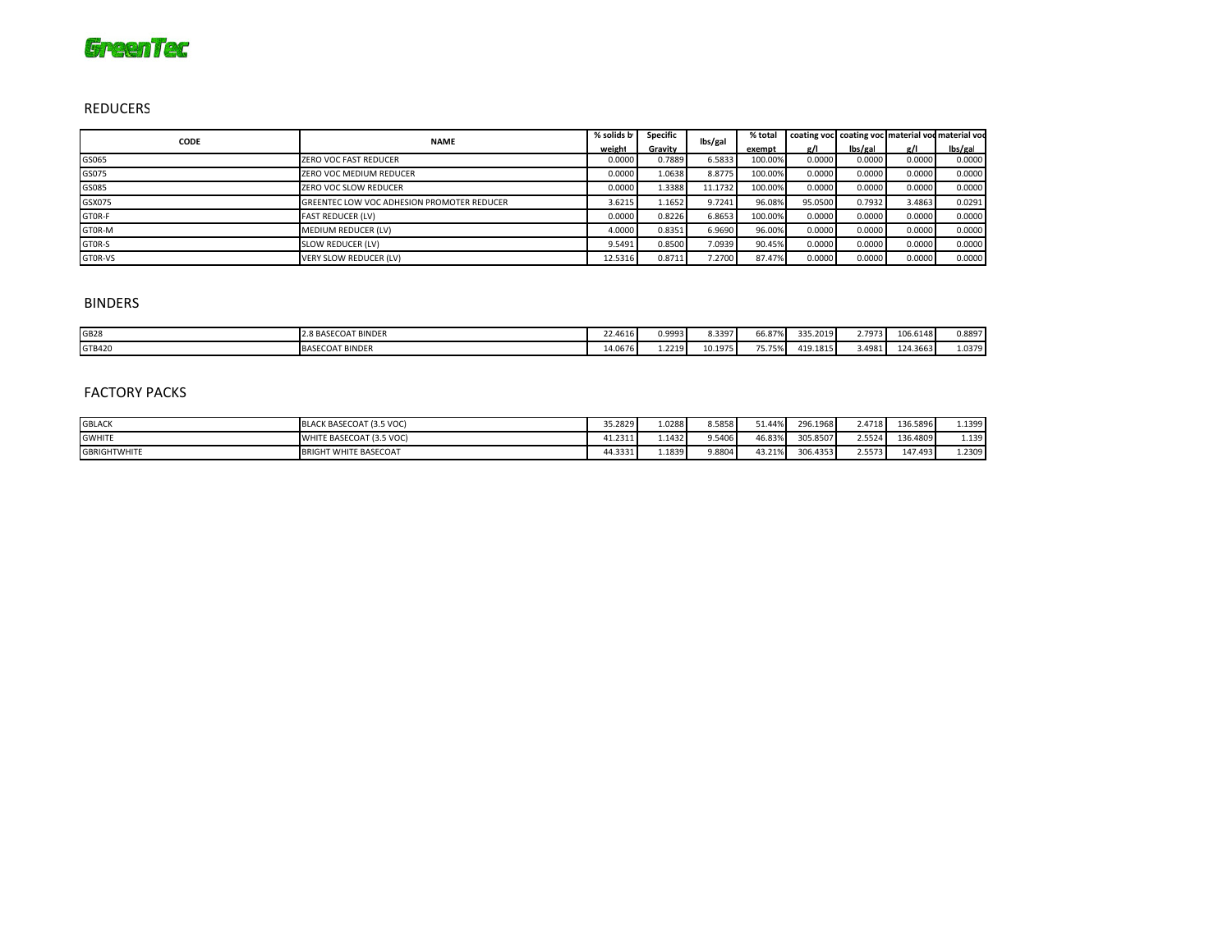GreenTec

## REDUCERS

| CODE | NAME | % solids by weight | Specific Gravity | lbs/gal | % total exempt | coating voc g/l | coating voc lbs/gal | material voc g/l | material voc lbs/gal |
|---|---|---|---|---|---|---|---|---|---|
| GS065 | ZERO VOC FAST REDUCER | 0.0000 | 0.7889 | 6.5833 | 100.00% | 0.0000 | 0.0000 | 0.0000 | 0.0000 |
| GS075 | ZERO VOC MEDIUM REDUCER | 0.0000 | 1.0638 | 8.8775 | 100.00% | 0.0000 | 0.0000 | 0.0000 | 0.0000 |
| GS085 | ZERO VOC SLOW REDUCER | 0.0000 | 1.3388 | 11.1732 | 100.00% | 0.0000 | 0.0000 | 0.0000 | 0.0000 |
| GSX075 | GREENTEC LOW VOC ADHESION PROMOTER REDUCER | 3.6215 | 1.1652 | 9.7241 | 96.08% | 95.0500 | 0.7932 | 3.4863 | 0.0291 |
| GT0R-F | FAST REDUCER (LV) | 0.0000 | 0.8226 | 6.8653 | 100.00% | 0.0000 | 0.0000 | 0.0000 | 0.0000 |
| GT0R-M | MEDIUM REDUCER (LV) | 4.0000 | 0.8351 | 6.9690 | 96.00% | 0.0000 | 0.0000 | 0.0000 | 0.0000 |
| GT0R-S | SLOW REDUCER (LV) | 9.5491 | 0.8500 | 7.0939 | 90.45% | 0.0000 | 0.0000 | 0.0000 | 0.0000 |
| GT0R-VS | VERY SLOW REDUCER (LV) | 12.5316 | 0.8711 | 7.2700 | 87.47% | 0.0000 | 0.0000 | 0.0000 | 0.0000 |

## BINDERS

| | | | | | | | | | |
|---|---|---|---|---|---|---|---|---|---|
| GB28 | 2.8 BASECOAT BINDER | 22.4616 | 0.9993 | 8.3397 | 66.87% | 335.2019 | 2.7973 | 106.6148 | 0.8897 |
| GTB420 | BASECOAT BINDER | 14.0676 | 1.2219 | 10.1975 | 75.75% | 419.1815 | 3.4981 | 124.3663 | 1.0379 |

## FACTORY PACKS

| | | | | | | | | | |
|---|---|---|---|---|---|---|---|---|---|
| GBLACK | BLACK BASECOAT (3.5 VOC) | 35.2829 | 1.0288 | 8.5858 | 51.44% | 296.1968 | 2.4718 | 136.5896 | 1.1399 |
| GWHITE | WHITE BASECOAT (3.5 VOC) | 41.2311 | 1.1432 | 9.5406 | 46.83% | 305.8507 | 2.5524 | 136.4809 | 1.139 |
| GBRIGHTWHITE | BRIGHT WHITE BASECOAT | 44.3331 | 1.1839 | 9.8804 | 43.21% | 306.4353 | 2.5573 | 147.493 | 1.2309 |